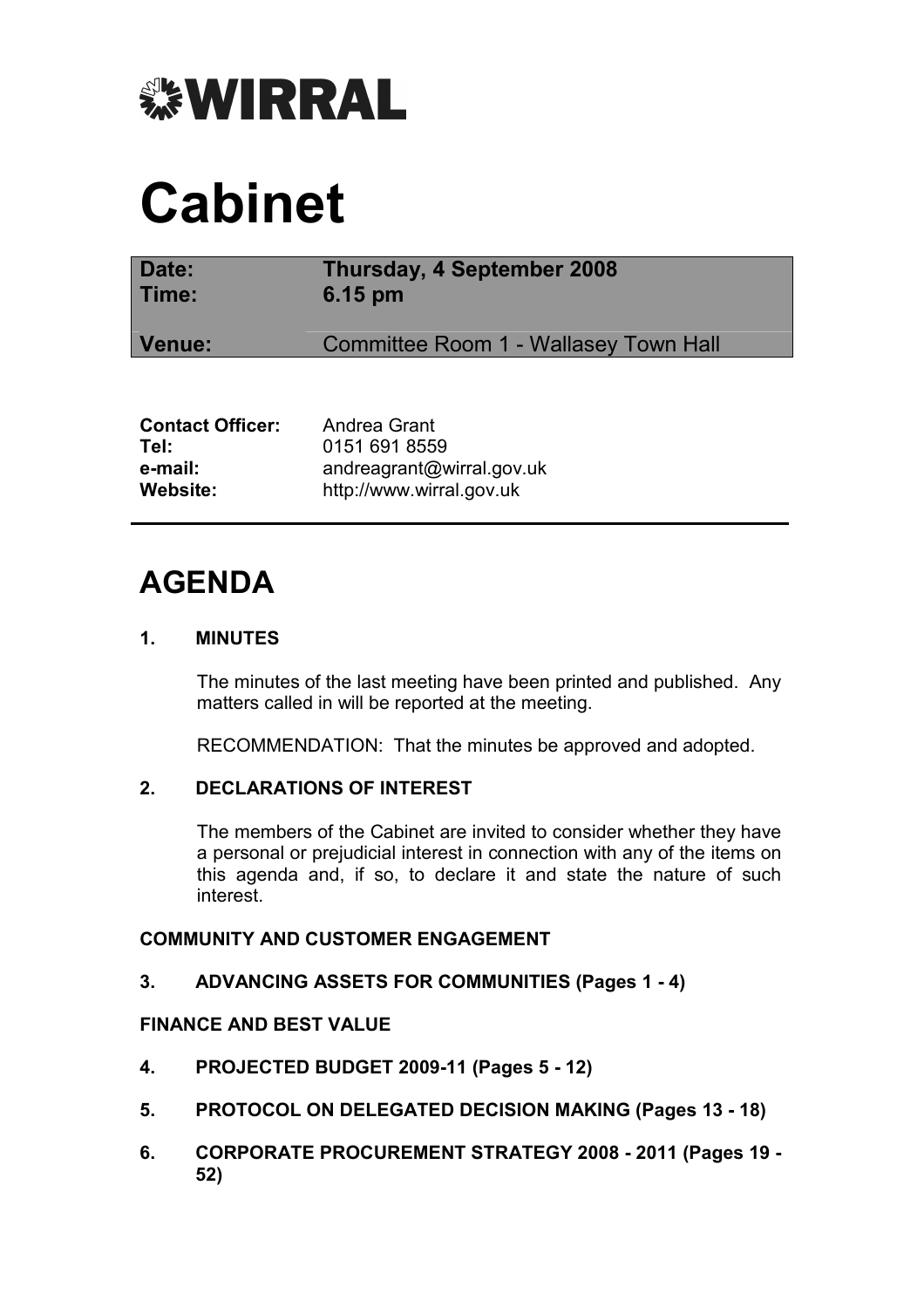WIRRAL

# Cabinet

| | |
|---|---|
| **Date:** | **Thursday, 4 September 2008** |
| **Time:** | **6.15 pm** |
| **Venue:** | Committee Room 1 - Wallasey Town Hall |

| | |
|---|---|
| **Contact Officer:** | Andrea Grant |
| **Tel:** | 0151 691 8559 |
| **e-mail:** | andreagrant@wirral.gov.uk |
| **Website:** | http://www.wirral.gov.uk |

## AGENDA

**1. MINUTES**

The minutes of the last meeting have been printed and published. Any matters called in will be reported at the meeting.

RECOMMENDATION: That the minutes be approved and adopted.

**2. DECLARATIONS OF INTEREST**

The members of the Cabinet are invited to consider whether they have a personal or prejudicial interest in connection with any of the items on this agenda and, if so, to declare it and state the nature of such interest.

**COMMUNITY AND CUSTOMER ENGAGEMENT**

**3. ADVANCING ASSETS FOR COMMUNITIES (Pages 1 - 4)**

**FINANCE AND BEST VALUE**

**4. PROJECTED BUDGET 2009-11 (Pages 5 - 12)**

**5. PROTOCOL ON DELEGATED DECISION MAKING (Pages 13 - 18)**

**6. CORPORATE PROCUREMENT STRATEGY 2008 - 2011 (Pages 19 - 52)**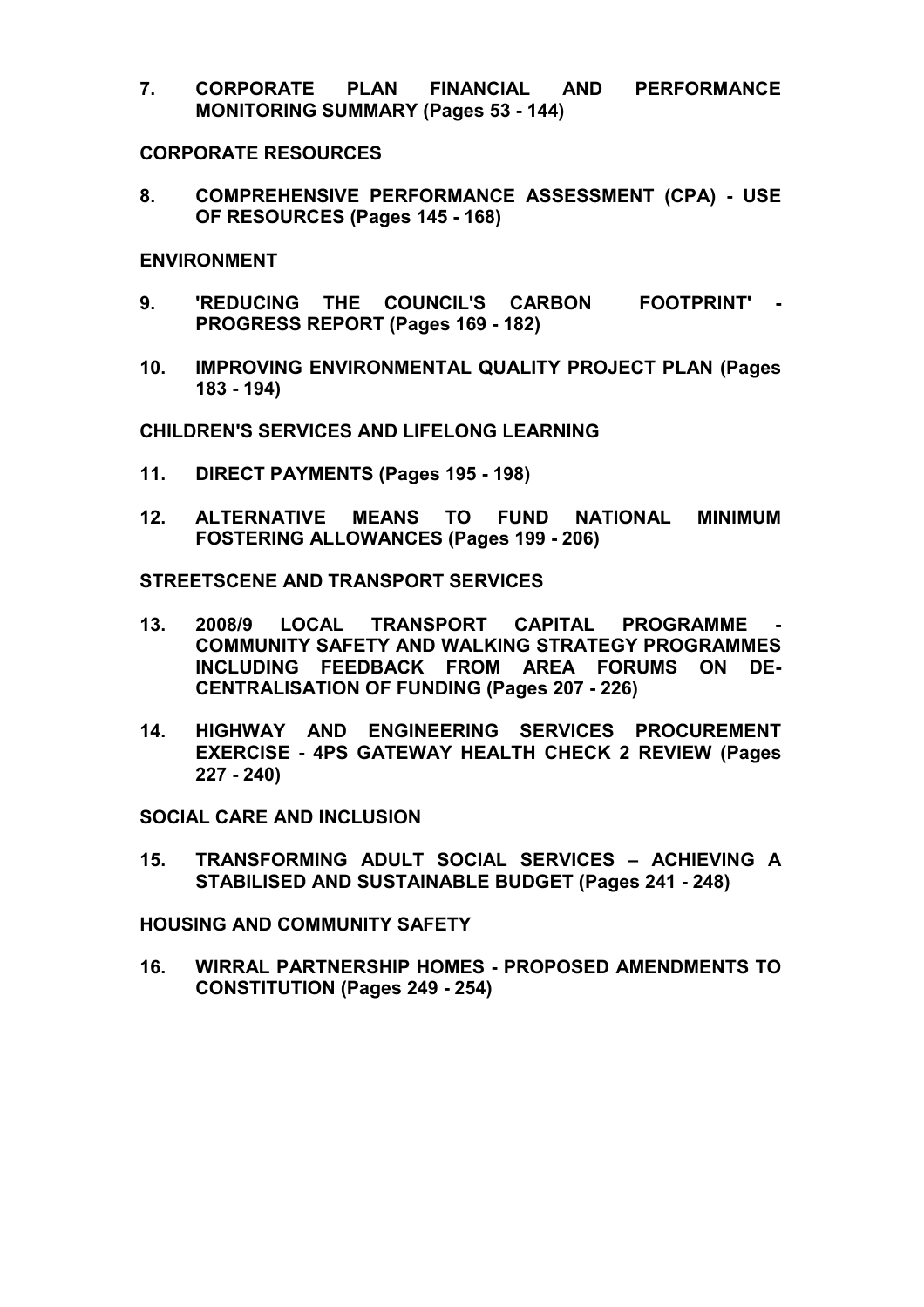**7. CORPORATE PLAN FINANCIAL AND PERFORMANCE MONITORING SUMMARY (Pages 53 - 144)**

**CORPORATE RESOURCES**

**8. COMPREHENSIVE PERFORMANCE ASSESSMENT (CPA) - USE OF RESOURCES (Pages 145 - 168)**

**ENVIRONMENT**

**9. 'REDUCING THE COUNCIL'S CARBON FOOTPRINT' - PROGRESS REPORT (Pages 169 - 182)**

**10. IMPROVING ENVIRONMENTAL QUALITY PROJECT PLAN (Pages 183 - 194)**

**CHILDREN'S SERVICES AND LIFELONG LEARNING**

**11. DIRECT PAYMENTS (Pages 195 - 198)**

**12. ALTERNATIVE MEANS TO FUND NATIONAL MINIMUM FOSTERING ALLOWANCES (Pages 199 - 206)**

**STREETSCENE AND TRANSPORT SERVICES**

**13. 2008/9 LOCAL TRANSPORT CAPITAL PROGRAMME - COMMUNITY SAFETY AND WALKING STRATEGY PROGRAMMES INCLUDING FEEDBACK FROM AREA FORUMS ON DE-CENTRALISATION OF FUNDING (Pages 207 - 226)**

**14. HIGHWAY AND ENGINEERING SERVICES PROCUREMENT EXERCISE - 4PS GATEWAY HEALTH CHECK 2 REVIEW (Pages 227 - 240)**

**SOCIAL CARE AND INCLUSION**

**15. TRANSFORMING ADULT SOCIAL SERVICES – ACHIEVING A STABILISED AND SUSTAINABLE BUDGET (Pages 241 - 248)**

**HOUSING AND COMMUNITY SAFETY**

**16. WIRRAL PARTNERSHIP HOMES - PROPOSED AMENDMENTS TO CONSTITUTION (Pages 249 - 254)**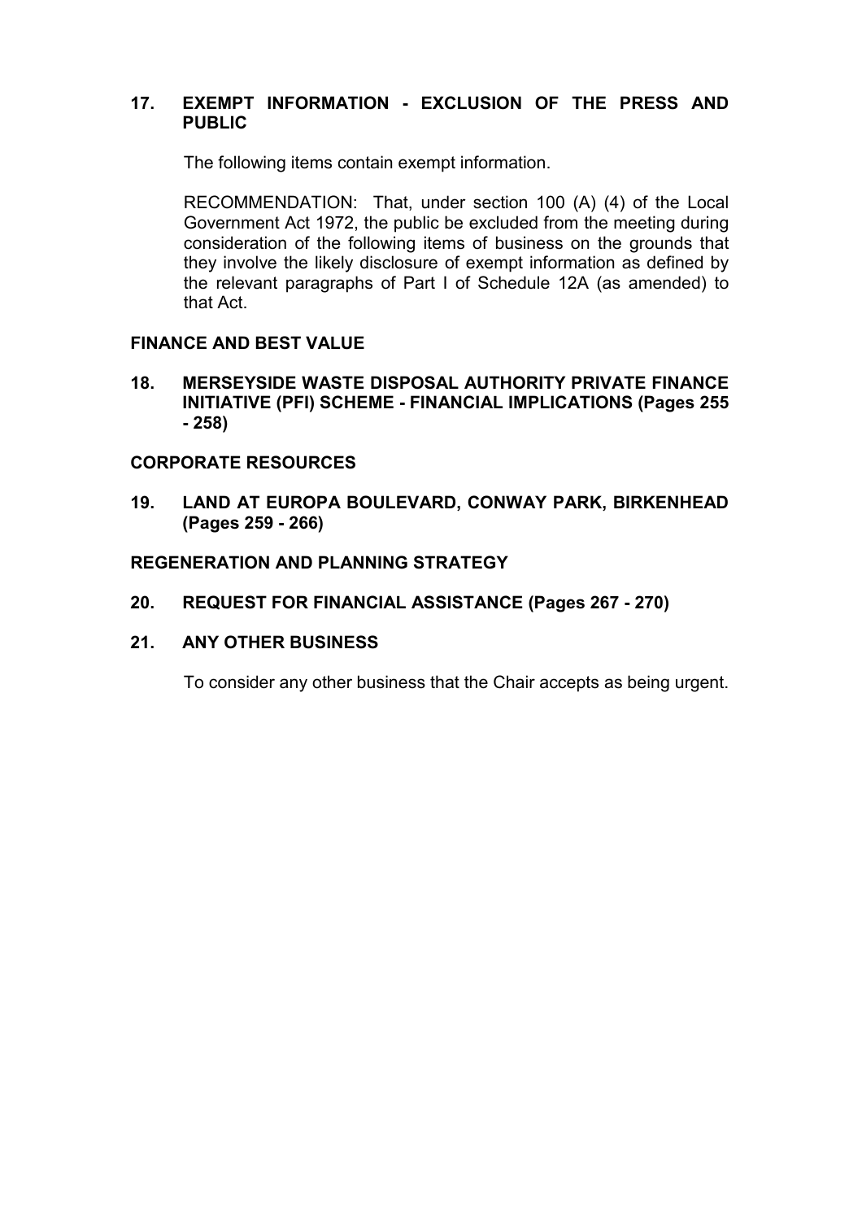**17. EXEMPT INFORMATION - EXCLUSION OF THE PRESS AND PUBLIC**

The following items contain exempt information.

RECOMMENDATION: That, under section 100 (A) (4) of the Local Government Act 1972, the public be excluded from the meeting during consideration of the following items of business on the grounds that they involve the likely disclosure of exempt information as defined by the relevant paragraphs of Part I of Schedule 12A (as amended) to that Act.

**FINANCE AND BEST VALUE**

**18. MERSEYSIDE WASTE DISPOSAL AUTHORITY PRIVATE FINANCE INITIATIVE (PFI) SCHEME - FINANCIAL IMPLICATIONS (Pages 255 - 258)**

**CORPORATE RESOURCES**

**19. LAND AT EUROPA BOULEVARD, CONWAY PARK, BIRKENHEAD (Pages 259 - 266)**

**REGENERATION AND PLANNING STRATEGY**

**20. REQUEST FOR FINANCIAL ASSISTANCE (Pages 267 - 270)**

**21. ANY OTHER BUSINESS**

To consider any other business that the Chair accepts as being urgent.